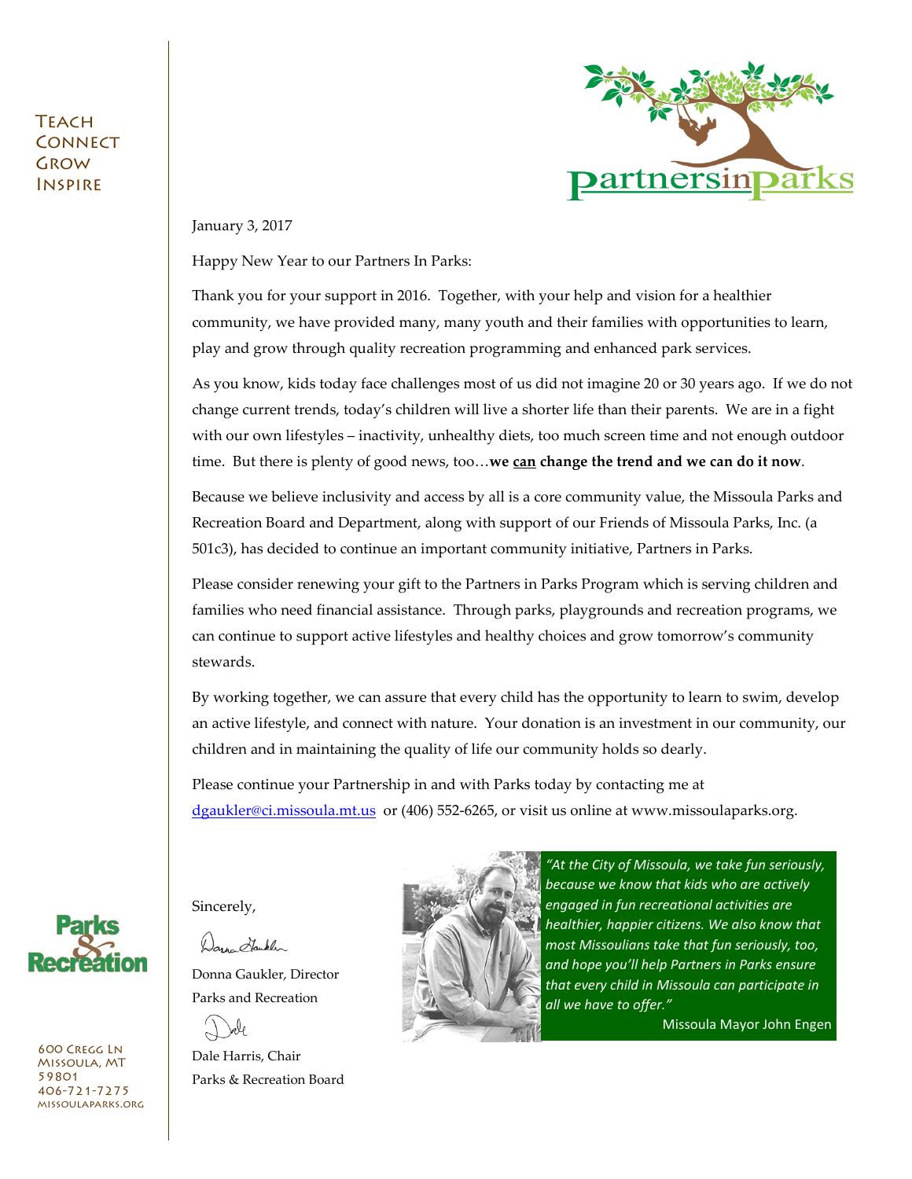Teach
Connect
Grow
Inspire

partnersinparks

January 3, 2017

Happy New Year to our Partners In Parks:

Thank you for your support in 2016. Together, with your help and vision for a healthier community, we have provided many, many youth and their families with opportunities to learn, play and grow through quality recreation programming and enhanced park services.

As you know, kids today face challenges most of us did not imagine 20 or 30 years ago. If we do not change current trends, today's children will live a shorter life than their parents. We are in a fight with our own lifestyles – inactivity, unhealthy diets, too much screen time and not enough outdoor time. But there is plenty of good news, too…**we <u>can</u> change the trend and we can do it now**.

Because we believe inclusivity and access by all is a core community value, the Missoula Parks and Recreation Board and Department, along with support of our Friends of Missoula Parks, Inc. (a 501c3), has decided to continue an important community initiative, Partners in Parks.

Please consider renewing your gift to the Partners in Parks Program which is serving children and families who need financial assistance. Through parks, playgrounds and recreation programs, we can continue to support active lifestyles and healthy choices and grow tomorrow's community stewards.

By working together, we can assure that every child has the opportunity to learn to swim, develop an active lifestyle, and connect with nature. Your donation is an investment in our community, our children and in maintaining the quality of life our community holds so dearly.

Please continue your Partnership in and with Parks today by contacting me at dgaukler@ci.missoula.mt.us or (406) 552-6265, or visit us online at www.missoulaparks.org.

Sincerely,

Donna Gaukler, Director
Parks and Recreation

Dale Harris, Chair
Parks & Recreation Board

*"At the City of Missoula, we take fun seriously, because we know that kids who are actively engaged in fun recreational activities are healthier, happier citizens. We also know that most Missoulians take that fun seriously, too, and hope you'll help Partners in Parks ensure that every child in Missoula can participate in all we have to offer."*

Missoula Mayor John Engen

Parks & Recreation

600 Cregg Ln
Missoula, MT
59801
406-721-7275
missoulaparks.org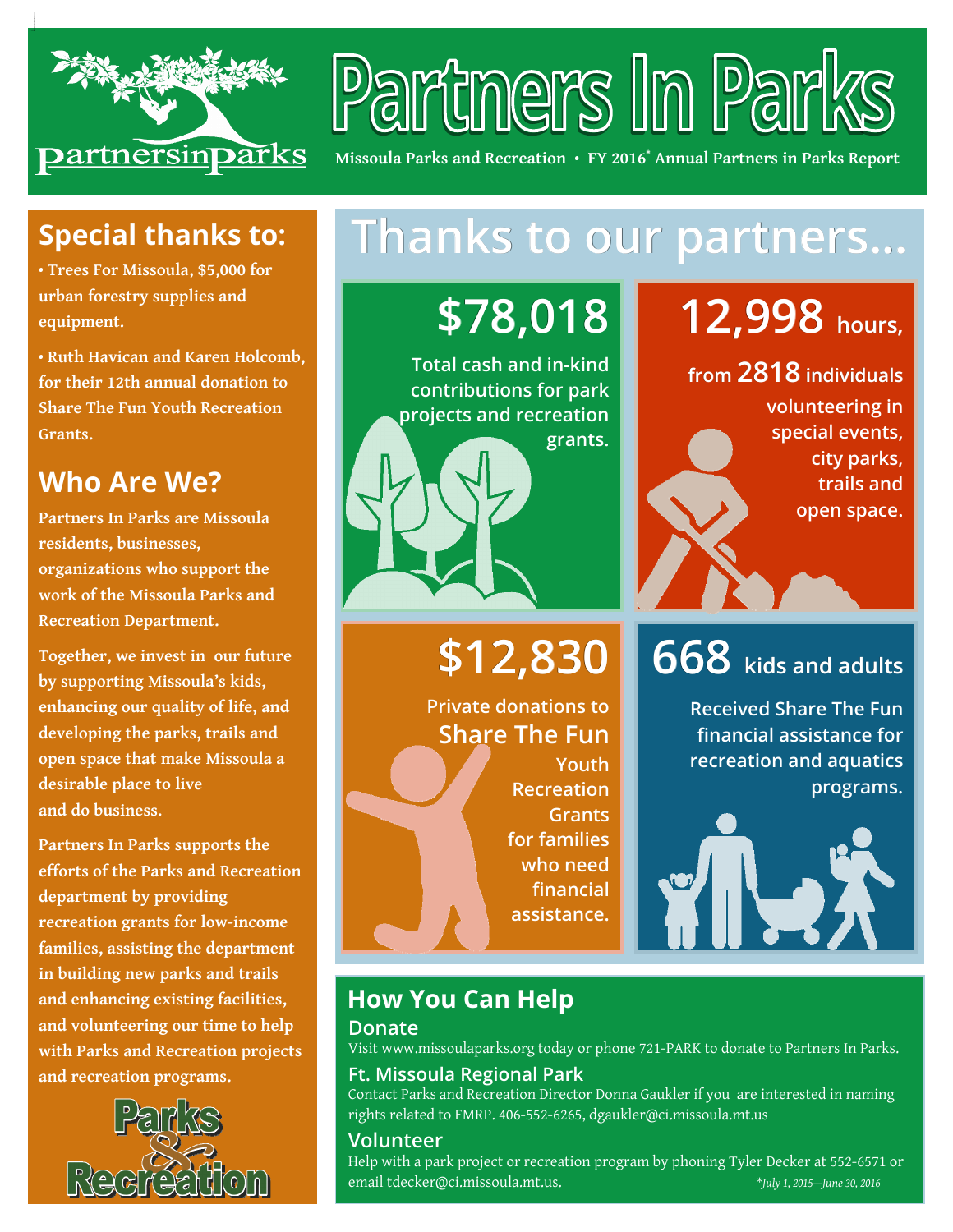# Partners In Parks

partnersinparks

Missoula Parks and Recreation • FY 2016* Annual Partners in Parks Report

## Special thanks to:

- Trees For Missoula, $5,000 for urban forestry supplies and equipment.
- Ruth Havican and Karen Holcomb, for their 12th annual donation to Share The Fun Youth Recreation Grants.

## Who Are We?

Partners In Parks are Missoula residents, businesses, organizations who support the work of the Missoula Parks and Recreation Department.

Together, we invest in our future by supporting Missoula's kids, enhancing our quality of life, and developing the parks, trails and open space that make Missoula a desirable place to live and do business.

Partners In Parks supports the efforts of the Parks and Recreation department by providing recreation grants for low-income families, assisting the department in building new parks and trails and enhancing existing facilities, and volunteering our time to help with Parks and Recreation projects and recreation programs.

Parks & Recreation

## Thanks to our partners...

### $78,018

Total cash and in-kind contributions for park projects and recreation grants.

### 12,998 hours,

from **2818** individuals volunteering in special events, city parks, trails and open space.

### $12,830

Private donations to Share The Fun Youth Recreation Grants for families who need financial assistance.

### 668 kids and adults

Received Share The Fun financial assistance for recreation and aquatics programs.

## How You Can Help

### Donate

Visit www.missoulaparks.org today or phone 721-PARK to donate to Partners In Parks.

### Ft. Missoula Regional Park

Contact Parks and Recreation Director Donna Gaukler if you are interested in naming rights related to FMRP. 406-552-6265, dgaukler@ci.missoula.mt.us

### Volunteer

Help with a park project or recreation program by phoning Tyler Decker at 552-6571 or email tdecker@ci.missoula.mt.us.

*July 1, 2015—June 30, 2016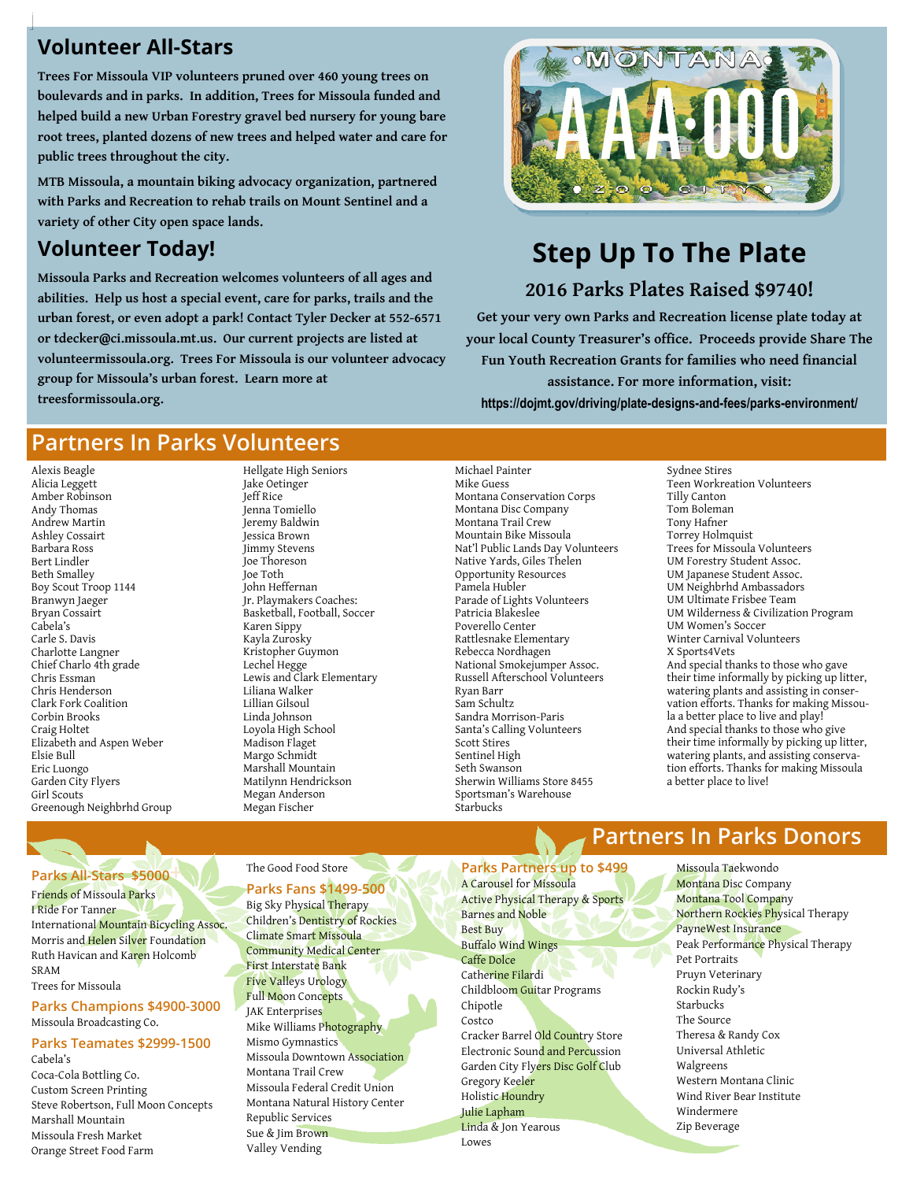## Volunteer All-Stars

**Trees For Missoula VIP volunteers pruned over 460 young trees on boulevards and in parks. In addition, Trees for Missoula funded and helped build a new Urban Forestry gravel bed nursery for young bare root trees, planted dozens of new trees and helped water and care for public trees throughout the city.**

**MTB Missoula, a mountain biking advocacy organization, partnered with Parks and Recreation to rehab trails on Mount Sentinel and a variety of other City open space lands.**

## Volunteer Today!

**Missoula Parks and Recreation welcomes volunteers of all ages and abilities. Help us host a special event, care for parks, trails and the urban forest, or even adopt a park! Contact Tyler Decker at 552-6571 or tdecker@ci.missoula.mt.us. Our current projects are listed at volunteermissoula.org. Trees For Missoula is our volunteer advocacy group for Missoula's urban forest. Learn more at treesformissoula.org.**

## Step Up To The Plate

### 2016 Parks Plates Raised $9740!

**Get your very own Parks and Recreation license plate today at your local County Treasurer's office. Proceeds provide Share The Fun Youth Recreation Grants for families who need financial assistance. For more information, visit:**

**https://dojmt.gov/driving/plate-designs-and-fees/parks-environment/**

## Partners In Parks Volunteers

Alexis Beagle
Alicia Leggett
Amber Robinson
Andy Thomas
Andrew Martin
Ashley Cossairt
Barbara Ross
Bert Lindler
Beth Smalley
Boy Scout Troop 1144
Branwyn Jaeger
Bryan Cossairt
Cabela's
Carle S. Davis
Charlotte Langner
Chief Charlo 4th grade
Chris Essman
Chris Henderson
Clark Fork Coalition
Corbin Brooks
Craig Holtet
Elizabeth and Aspen Weber
Elsie Bull
Eric Luongo
Garden City Flyers
Girl Scouts
Greenough Neighbrhd Group
Hellgate High Seniors
Jake Oetinger
Jeff Rice
Jenna Tomiello
Jeremy Baldwin
Jessica Brown
Jimmy Stevens
Joe Thoreson
Joe Toth
John Heffernan
Jr. Playmakers Coaches: Basketball, Football, Soccer
Karen Sippy
Kayla Zurosky
Kristopher Guymon
Lechel Hegge
Lewis and Clark Elementary
Liliana Walker
Lillian Gilsoul
Linda Johnson
Loyola High School
Madison Flaget
Margo Schmidt
Marshall Mountain
Matilynn Hendrickson
Megan Anderson
Megan Fischer
Michael Painter
Mike Guess
Montana Conservation Corps
Montana Disc Company
Montana Trail Crew
Mountain Bike Missoula
Nat'l Public Lands Day Volunteers
Native Yards, Giles Thelen
Opportunity Resources
Pamela Hubler
Parade of Lights Volunteers
Patricia Blakeslee
Poverello Center
Rattlesnake Elementary
Rebecca Nordhagen
National Smokejumper Assoc.
Russell Afterschool Volunteers
Ryan Barr
Sam Schultz
Sandra Morrison-Paris
Santa's Calling Volunteers
Scott Stires
Sentinel High
Seth Swanson
Sherwin Williams Store 8455
Sportsman's Warehouse
Starbucks
Sydnee Stires
Teen Workreation Volunteers
Tilly Canton
Tom Boleman
Tony Hafner
Torrey Holmquist
Trees for Missoula Volunteers
UM Forestry Student Assoc.
UM Japanese Student Assoc.
UM Neighbrhd Ambassadors
UM Ultimate Frisbee Team
UM Wilderness & Civilization Program
UM Women's Soccer
Winter Carnival Volunteers
X Sports4Vets

And special thanks to those who gave their time informally by picking up litter, watering plants and assisting in conservation efforts. Thanks for making Missoula a better place to live and play!

And special thanks to those who give their time informally by picking up litter, watering plants, and assisting conservation efforts. Thanks for making Missoula a better place to live!

## Partners In Parks Donors

### Parks All-Stars $5000

Friends of Missoula Parks
I Ride For Tanner
International Mountain Bicycling Assoc.
Morris and Helen Silver Foundation
Ruth Havican and Karen Holcomb
SRAM
Trees for Missoula

### Parks Champions $4900-3000

Missoula Broadcasting Co.

### Parks Teamates $2999-1500

Cabela's
Coca-Cola Bottling Co.
Custom Screen Printing
Steve Robertson, Full Moon Concepts
Marshall Mountain
Missoula Fresh Market
Orange Street Food Farm
The Good Food Store

### Parks Fans $1499-500

Big Sky Physical Therapy
Children's Dentistry of Rockies
Climate Smart Missoula
Community Medical Center
First Interstate Bank
Five Valleys Urology
Full Moon Concepts
JAK Enterprises
Mike Williams Photography
Mismo Gymnastics
Missoula Downtown Association
Montana Trail Crew
Missoula Federal Credit Union
Montana Natural History Center
Republic Services
Sue & Jim Brown
Valley Vending

### Parks Partners up to $499

A Carousel for Missoula
Active Physical Therapy & Sports
Barnes and Noble
Best Buy
Buffalo Wind Wings
Caffe Dolce
Catherine Filardi
Childbloom Guitar Programs
Chipotle
Costco
Cracker Barrel Old Country Store
Electronic Sound and Percussion
Garden City Flyers Disc Golf Club
Gregory Keeler
Holistic Houndry
Julie Lapham
Linda & Jon Yearous
Lowes
Missoula Taekwondo
Montana Disc Company
Montana Tool Company
Northern Rockies Physical Therapy
PayneWest Insurance
Peak Performance Physical Therapy
Pet Portraits
Pruyn Veterinary
Rockin Rudy's
Starbucks
The Source
Theresa & Randy Cox
Universal Athletic
Walgreens
Western Montana Clinic
Wind River Bear Institute
Windermere
Zip Beverage